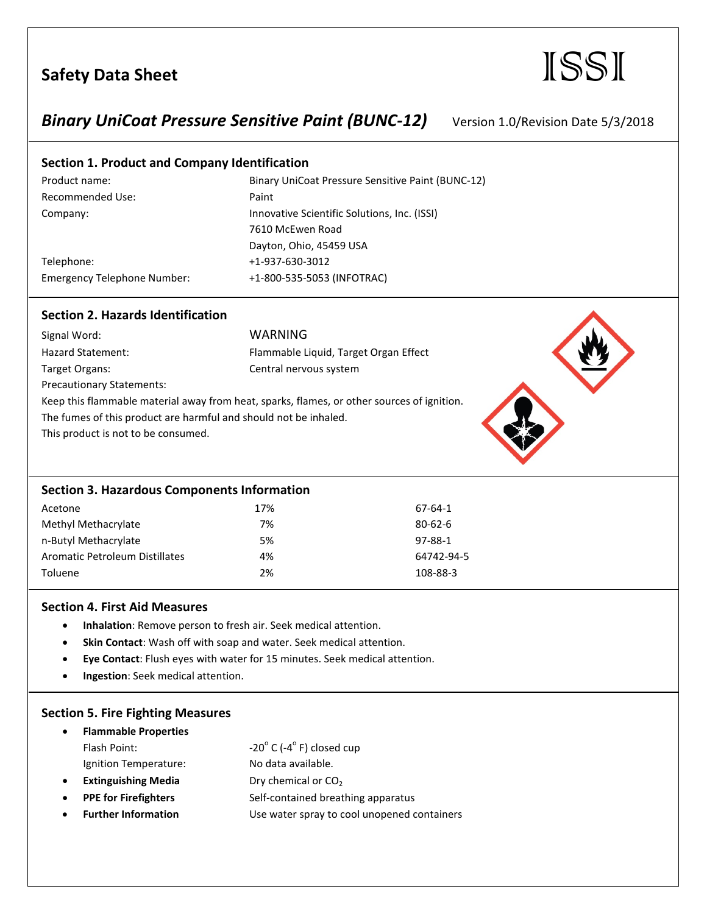# Safety Data Sheet

ISSI

## *Binary UniCoat Pressure Sensitive Paint (BUNC-12)* Version 1.0/Revision Date 5/3/2018

### Section 1. Product and Company Identification

| | |
|---|---|
| Product name: | Binary UniCoat Pressure Sensitive Paint (BUNC-12) |
| Recommended Use: | Paint |
| Company: | Innovative Scientific Solutions, Inc. (ISSI)<br>7610 McEwen Road<br>Dayton, Ohio, 45459 USA |
| Telephone: | +1-937-630-3012 |
| Emergency Telephone Number: | +1-800-535-5053 (INFOTRAC) |

### Section 2. Hazards Identification

| | |
|---|---|
| Signal Word: | WARNING |
| Hazard Statement: | Flammable Liquid, Target Organ Effect |
| Target Organs: | Central nervous system |

Precautionary Statements:

Keep this flammable material away from heat, sparks, flames, or other sources of ignition.
The fumes of this product are harmful and should not be inhaled.
This product is not to be consumed.

### Section 3. Hazardous Components Information

| | | |
|---|---|---|
| Acetone | 17% | 67-64-1 |
| Methyl Methacrylate | 7% | 80-62-6 |
| n-Butyl Methacrylate | 5% | 97-88-1 |
| Aromatic Petroleum Distillates | 4% | 64742-94-5 |
| Toluene | 2% | 108-88-3 |

### Section 4. First Aid Measures

- **Inhalation**: Remove person to fresh air. Seek medical attention.
- **Skin Contact**: Wash off with soap and water. Seek medical attention.
- **Eye Contact**: Flush eyes with water for 15 minutes. Seek medical attention.
- **Ingestion**: Seek medical attention.

### Section 5. Fire Fighting Measures

- **Flammable Properties**
  - Flash Point: -20° C (-4° F) closed cup
  - Ignition Temperature: No data available.
- **Extinguishing Media**: Dry chemical or $CO_2$
- **PPE for Firefighters**: Self-contained breathing apparatus
- **Further Information**: Use water spray to cool unopened containers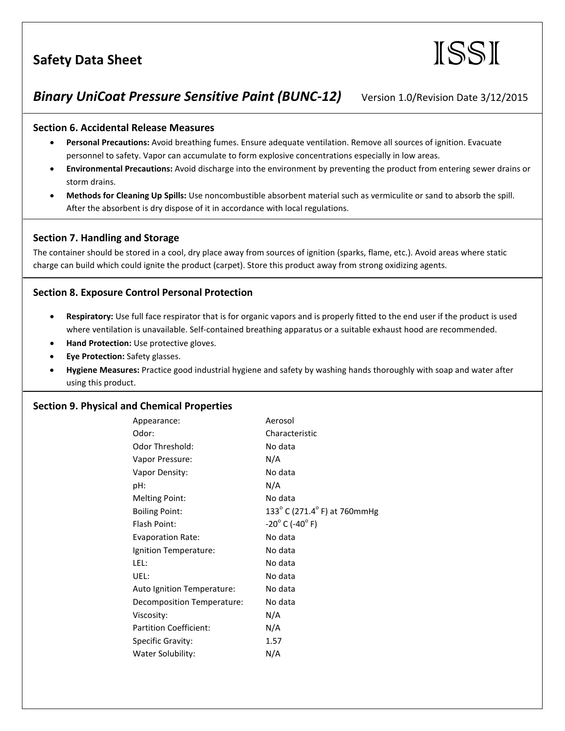# Safety Data Sheet

ISSI

## *Binary UniCoat Pressure Sensitive Paint (BUNC-12)* Version 1.0/Revision Date 3/12/2015

### Section 6. Accidental Release Measures

- **Personal Precautions:** Avoid breathing fumes. Ensure adequate ventilation. Remove all sources of ignition. Evacuate personnel to safety. Vapor can accumulate to form explosive concentrations especially in low areas.
- **Environmental Precautions:** Avoid discharge into the environment by preventing the product from entering sewer drains or storm drains.
- **Methods for Cleaning Up Spills:** Use noncombustible absorbent material such as vermiculite or sand to absorb the spill. After the absorbent is dry dispose of it in accordance with local regulations.

### Section 7. Handling and Storage

The container should be stored in a cool, dry place away from sources of ignition (sparks, flame, etc.). Avoid areas where static charge can build which could ignite the product (carpet). Store this product away from strong oxidizing agents.

### Section 8. Exposure Control Personal Protection

- **Respiratory:** Use full face respirator that is for organic vapors and is properly fitted to the end user if the product is used where ventilation is unavailable. Self-contained breathing apparatus or a suitable exhaust hood are recommended.
- **Hand Protection:** Use protective gloves.
- **Eye Protection:** Safety glasses.
- **Hygiene Measures:** Practice good industrial hygiene and safety by washing hands thoroughly with soap and water after using this product.

### Section 9. Physical and Chemical Properties

| Property | Value |
|---|---|
| Appearance: | Aerosol |
| Odor: | Characteristic |
| Odor Threshold: | No data |
| Vapor Pressure: | N/A |
| Vapor Density: | No data |
| pH: | N/A |
| Melting Point: | No data |
| Boiling Point: | 133° C (271.4° F) at 760mmHg |
| Flash Point: | -20° C (-40° F) |
| Evaporation Rate: | No data |
| Ignition Temperature: | No data |
| LEL: | No data |
| UEL: | No data |
| Auto Ignition Temperature: | No data |
| Decomposition Temperature: | No data |
| Viscosity: | N/A |
| Partition Coefficient: | N/A |
| Specific Gravity: | 1.57 |
| Water Solubility: | N/A |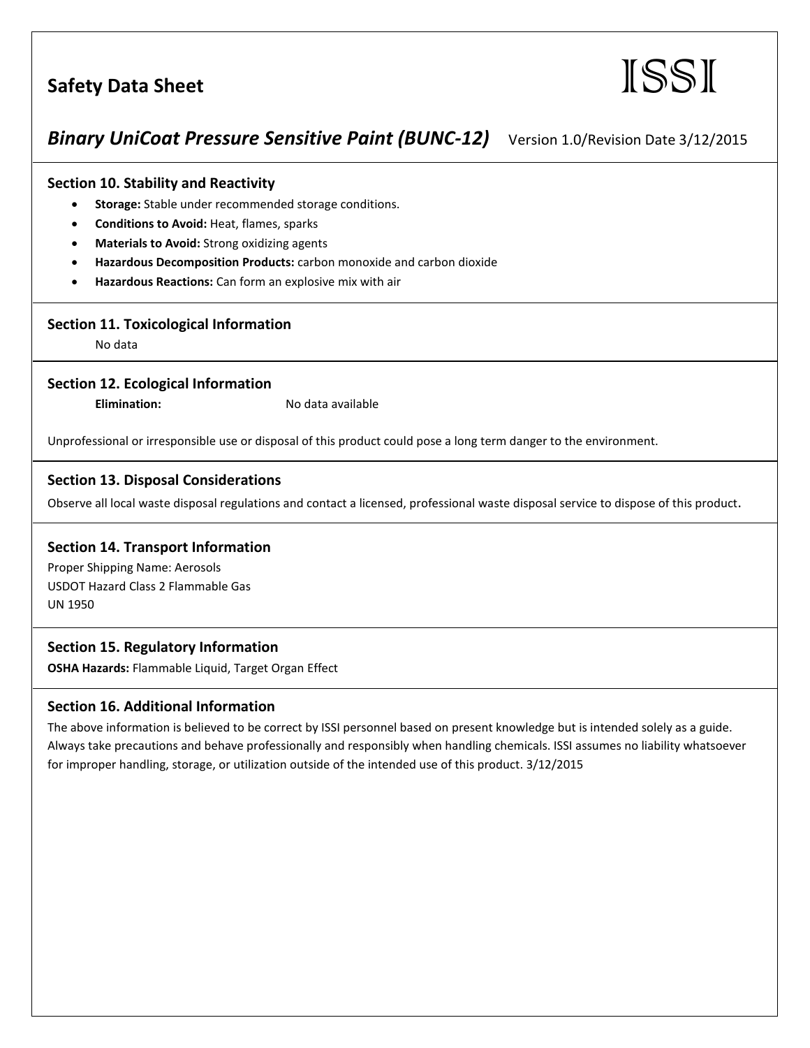# Safety Data Sheet

ISSI

## *Binary UniCoat Pressure Sensitive Paint (BUNC-12)* Version 1.0/Revision Date 3/12/2015

### Section 10. Stability and Reactivity

- **Storage:** Stable under recommended storage conditions.
- **Conditions to Avoid:** Heat, flames, sparks
- **Materials to Avoid:** Strong oxidizing agents
- **Hazardous Decomposition Products:** carbon monoxide and carbon dioxide
- **Hazardous Reactions:** Can form an explosive mix with air

### Section 11. Toxicological Information

No data

### Section 12. Ecological Information

**Elimination:** No data available

Unprofessional or irresponsible use or disposal of this product could pose a long term danger to the environment.

### Section 13. Disposal Considerations

Observe all local waste disposal regulations and contact a licensed, professional waste disposal service to dispose of this product.

### Section 14. Transport Information

Proper Shipping Name: Aerosols
USDOT Hazard Class 2 Flammable Gas
UN 1950

### Section 15. Regulatory Information

**OSHA Hazards:** Flammable Liquid, Target Organ Effect

### Section 16. Additional Information

The above information is believed to be correct by ISSI personnel based on present knowledge but is intended solely as a guide. Always take precautions and behave professionally and responsibly when handling chemicals. ISSI assumes no liability whatsoever for improper handling, storage, or utilization outside of the intended use of this product. 3/12/2015